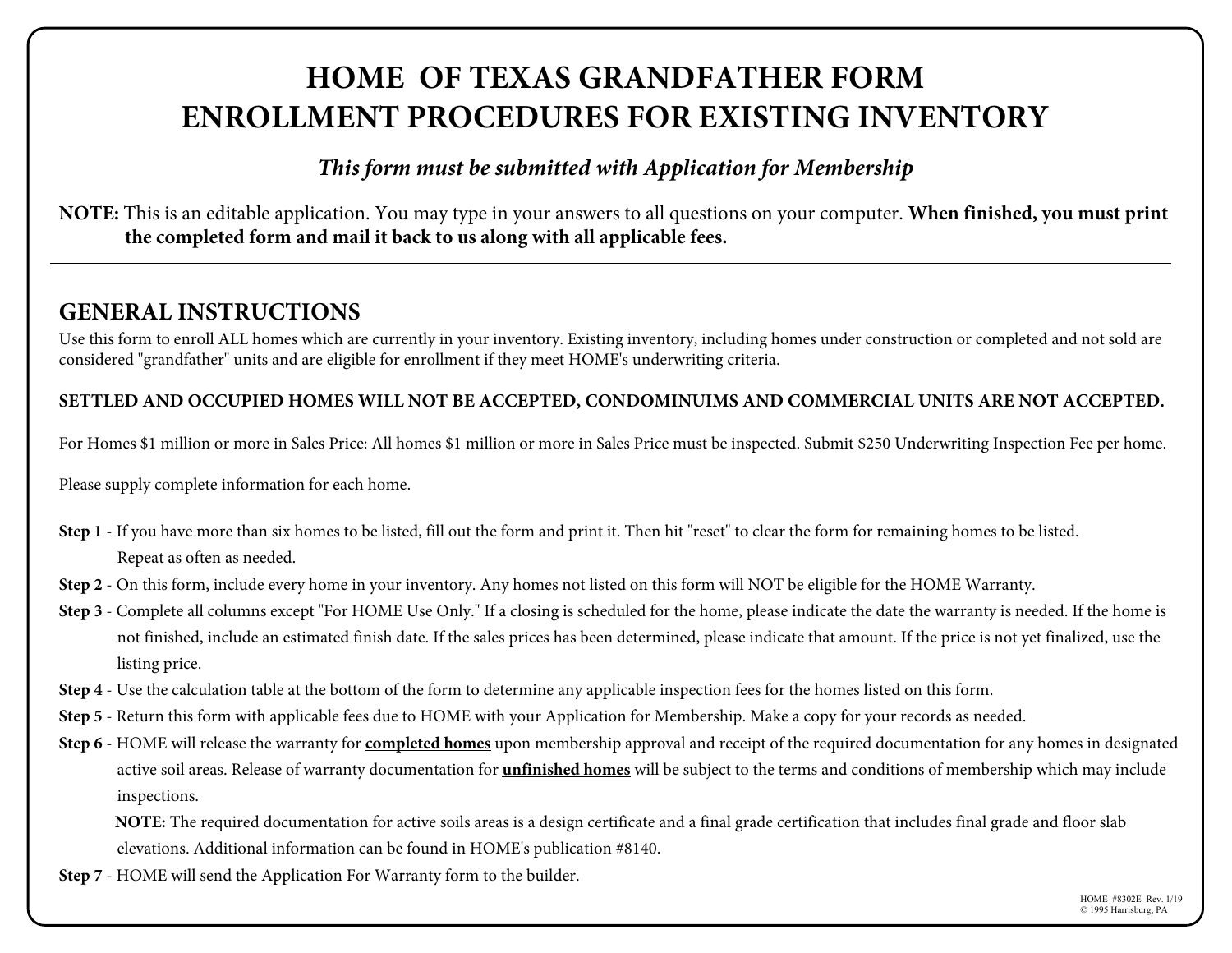# HOME OF TEXAS GRANDFATHER FORM
# ENROLLMENT PROCEDURES FOR EXISTING INVENTORY

***This form must be submitted with Application for Membership***

**NOTE:** This is an editable application. You may type in your answers to all questions on your computer. **When finished, you must print the completed form and mail it back to us along with all applicable fees.**

---

## GENERAL INSTRUCTIONS

Use this form to enroll ALL homes which are currently in your inventory. Existing inventory, including homes under construction or completed and not sold are considered "grandfather" units and are eligible for enrollment if they meet HOME's underwriting criteria.

**SETTLED AND OCCUPIED HOMES WILL NOT BE ACCEPTED, CONDOMINUIMS AND COMMERCIAL UNITS ARE NOT ACCEPTED.**

For Homes $1 million or more in Sales Price: All homes $1 million or more in Sales Price must be inspected. Submit $250 Underwriting Inspection Fee per home.

Please supply complete information for each home.

**Step 1** - If you have more than six homes to be listed, fill out the form and print it. Then hit "reset" to clear the form for remaining homes to be listed. Repeat as often as needed.

**Step 2** - On this form, include every home in your inventory. Any homes not listed on this form will NOT be eligible for the HOME Warranty.

**Step 3** - Complete all columns except "For HOME Use Only." If a closing is scheduled for the home, please indicate the date the warranty is needed. If the home is not finished, include an estimated finish date. If the sales prices has been determined, please indicate that amount. If the price is not yet finalized, use the listing price.

**Step 4** - Use the calculation table at the bottom of the form to determine any applicable inspection fees for the homes listed on this form.

**Step 5** - Return this form with applicable fees due to HOME with your Application for Membership. Make a copy for your records as needed.

**Step 6** - HOME will release the warranty for **completed homes** upon membership approval and receipt of the required documentation for any homes in designated active soil areas. Release of warranty documentation for **unfinished homes** will be subject to the terms and conditions of membership which may include inspections.

**NOTE:** The required documentation for active soils areas is a design certificate and a final grade certification that includes final grade and floor slab elevations. Additional information can be found in HOME's publication #8140.

**Step 7** - HOME will send the Application For Warranty form to the builder.

HOME #8302E Rev. 1/19
© 1995 Harrisburg, PA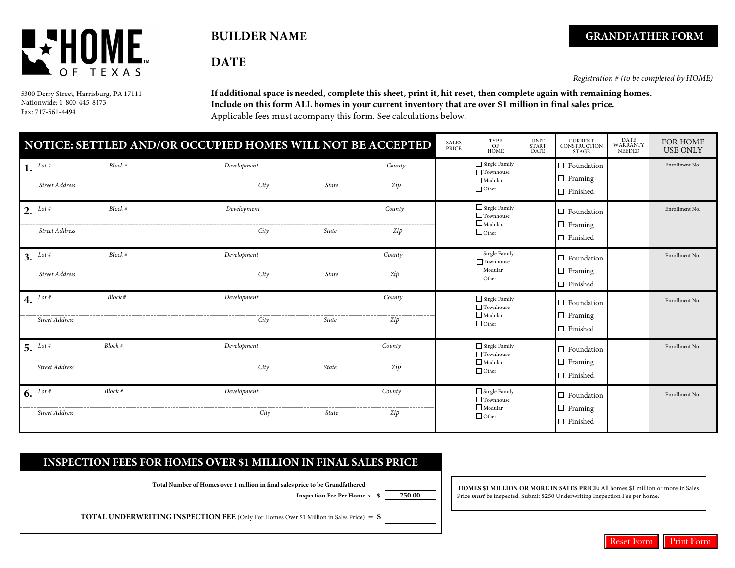HOME OF TEXAS™

5300 Derry Street, Harrisburg, PA 17111
Nationwide: 1-800-445-8173
Fax: 717-561-4494

**BUILDER NAME** ______________________________

**DATE** ______________________________

## GRANDFATHER FORM

______________________________
*Registration # (to be completed by HOME)*

**If additional space is needed, complete this sheet, print it, hit reset, then complete again with remaining homes.**
**Include on this form ALL homes in your current inventory that are over $1 million in final sales price.**
Applicable fees must acompany this form. See calculations below.

| NOTICE: SETTLED AND/OR OCCUPIED HOMES WILL NOT BE ACCEPTED | SALES PRICE | TYPE OF HOME | UNIT START DATE | CURRENT CONSTRUCTION STAGE | DATE WARRANTY NEEDED | FOR HOME USE ONLY |
|---|---|---|---|---|---|---|
| **1.** *Lot #* *Block #* *Development* *County* / *Street Address* *City* *State* *Zip* | | ☐ Single Family ☐ Townhouse ☐ Modular ☐ Other | | ☐ Foundation ☐ Framing ☐ Finished | | Enrollment No. |
| **2.** *Lot #* *Block #* *Development* *County* / *Street Address* *City* *State* *Zip* | | ☐ Single Family ☐ Townhouse ☐ Modular ☐ Other | | ☐ Foundation ☐ Framing ☐ Finished | | Enrollment No. |
| **3.** *Lot #* *Block #* *Development* *County* / *Street Address* *City* *State* *Zip* | | ☐ Single Family ☐ Townhouse ☐ Modular ☐ Other | | ☐ Foundation ☐ Framing ☐ Finished | | Enrollment No. |
| **4.** *Lot #* *Block #* *Development* *County* / *Street Address* *City* *State* *Zip* | | ☐ Single Family ☐ Townhouse ☐ Modular ☐ Other | | ☐ Foundation ☐ Framing ☐ Finished | | Enrollment No. |
| **5.** *Lot #* *Block #* *Development* *County* / *Street Address* *City* *State* *Zip* | | ☐ Single Family ☐ Townhouse ☐ Modular ☐ Other | | ☐ Foundation ☐ Framing ☐ Finished | | Enrollment No. |
| **6.** *Lot #* *Block #* *Development* *County* / *Street Address* *City* *State* *Zip* | | ☐ Single Family ☐ Townhouse ☐ Modular ☐ Other | | ☐ Foundation ☐ Framing ☐ Finished | | Enrollment No. |

## INSPECTION FEES FOR HOMES OVER $1 MILLION IN FINAL SALES PRICE

**Total Number of Homes over 1 million in final sales price to be Grandfathered** ________

**Inspection Fee Per Home x $** 250.00

**TOTAL UNDERWRITING INSPECTION FEE** (Only For Homes Over $1 Million in Sales Price) **= $** ________

**HOMES $1 MILLION OR MORE IN SALES PRICE:** All homes $1 million or more in Sales Price ***must*** be inspected. Submit $250 Underwriting Inspection Fee per home.

Reset Form | Print Form